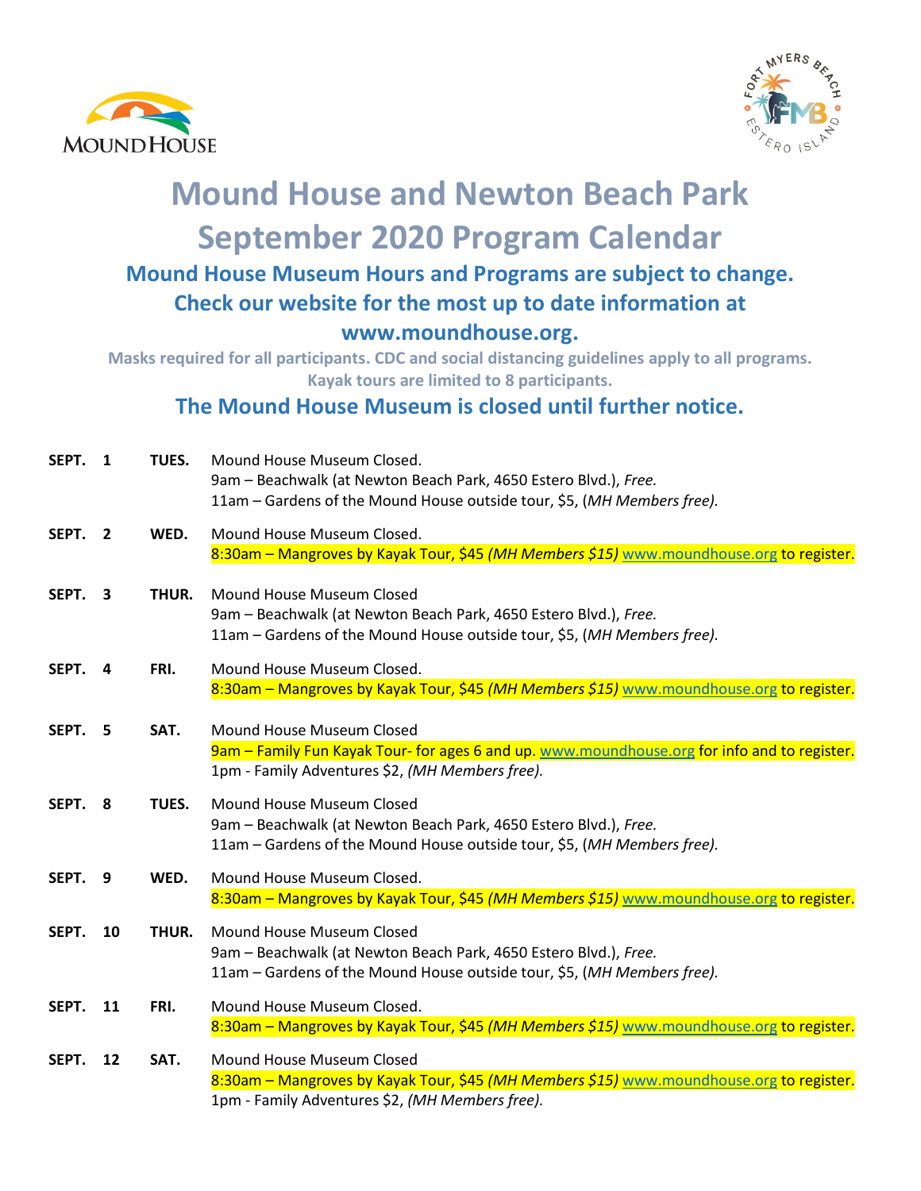# Mound House and Newton Beach Park September 2020 Program Calendar

### Mound House Museum Hours and Programs are subject to change. Check our website for the most up to date information at www.moundhouse.org.

**Masks required for all participants. CDC and social distancing guidelines apply to all programs. Kayak tours are limited to 8 participants.**

### The Mound House Museum is closed until further notice.

| | | | |
|---|---|---|---|
| **SEPT.** | **1** | **TUES.** | Mound House Museum Closed.<br>9am – Beachwalk (at Newton Beach Park, 4650 Estero Blvd.), *Free.*<br>11am – Gardens of the Mound House outside tour, $5, (*MH Members free).* |
| **SEPT.** | **2** | **WED.** | Mound House Museum Closed.<br>8:30am – Mangroves by Kayak Tour, $45 *(MH Members $15)* www.moundhouse.org to register. |
| **SEPT.** | **3** | **THUR.** | Mound House Museum Closed<br>9am – Beachwalk (at Newton Beach Park, 4650 Estero Blvd.), *Free.*<br>11am – Gardens of the Mound House outside tour, $5, (*MH Members free).* |
| **SEPT.** | **4** | **FRI.** | Mound House Museum Closed.<br>8:30am – Mangroves by Kayak Tour, $45 *(MH Members $15)* www.moundhouse.org to register. |
| **SEPT.** | **5** | **SAT.** | Mound House Museum Closed<br>9am – Family Fun Kayak Tour- for ages 6 and up. www.moundhouse.org for info and to register.<br>1pm - Family Adventures $2, *(MH Members free).* |
| **SEPT.** | **8** | **TUES.** | Mound House Museum Closed<br>9am – Beachwalk (at Newton Beach Park, 4650 Estero Blvd.), *Free.*<br>11am – Gardens of the Mound House outside tour, $5, (*MH Members free).* |
| **SEPT.** | **9** | **WED.** | Mound House Museum Closed.<br>8:30am – Mangroves by Kayak Tour, $45 *(MH Members $15)* www.moundhouse.org to register. |
| **SEPT.** | **10** | **THUR.** | Mound House Museum Closed<br>9am – Beachwalk (at Newton Beach Park, 4650 Estero Blvd.), *Free.*<br>11am – Gardens of the Mound House outside tour, $5, (*MH Members free).* |
| **SEPT.** | **11** | **FRI.** | Mound House Museum Closed.<br>8:30am – Mangroves by Kayak Tour, $45 *(MH Members $15)* www.moundhouse.org to register. |
| **SEPT.** | **12** | **SAT.** | Mound House Museum Closed<br>8:30am – Mangroves by Kayak Tour, $45 *(MH Members $15)* www.moundhouse.org to register.<br>1pm - Family Adventures $2, *(MH Members free).* |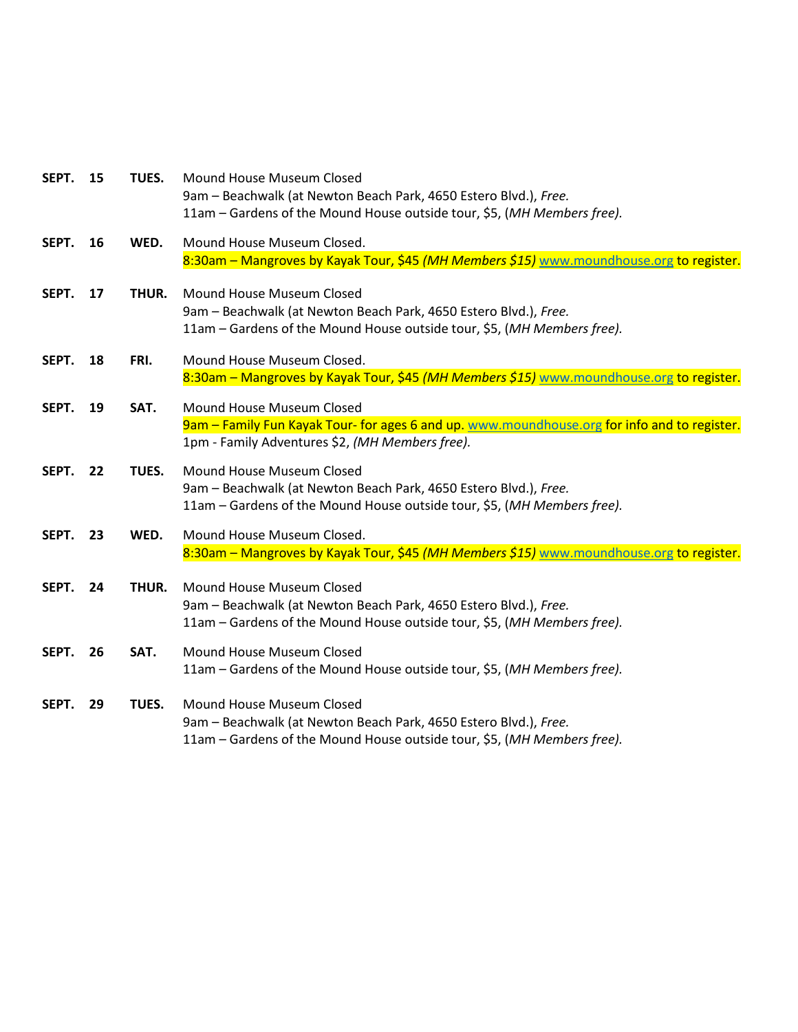**SEPT. 15 TUES.**
Mound House Museum Closed
9am – Beachwalk (at Newton Beach Park, 4650 Estero Blvd.), *Free.*
11am – Gardens of the Mound House outside tour, $5, (*MH Members free).*

**SEPT. 16 WED.**
Mound House Museum Closed.
8:30am – Mangroves by Kayak Tour, $45 *(MH Members $15)* www.moundhouse.org to register.

**SEPT. 17 THUR.**
Mound House Museum Closed
9am – Beachwalk (at Newton Beach Park, 4650 Estero Blvd.), *Free.*
11am – Gardens of the Mound House outside tour, $5, (*MH Members free).*

**SEPT. 18 FRI.**
Mound House Museum Closed.
8:30am – Mangroves by Kayak Tour, $45 *(MH Members $15)* www.moundhouse.org to register.

**SEPT. 19 SAT.**
Mound House Museum Closed
9am – Family Fun Kayak Tour- for ages 6 and up. www.moundhouse.org for info and to register.
1pm - Family Adventures $2, *(MH Members free).*

**SEPT. 22 TUES.**
Mound House Museum Closed
9am – Beachwalk (at Newton Beach Park, 4650 Estero Blvd.), *Free.*
11am – Gardens of the Mound House outside tour, $5, (*MH Members free).*

**SEPT. 23 WED.**
Mound House Museum Closed.
8:30am – Mangroves by Kayak Tour, $45 *(MH Members $15)* www.moundhouse.org to register.

**SEPT. 24 THUR.**
Mound House Museum Closed
9am – Beachwalk (at Newton Beach Park, 4650 Estero Blvd.), *Free.*
11am – Gardens of the Mound House outside tour, $5, (*MH Members free).*

**SEPT. 26 SAT.**
Mound House Museum Closed
11am – Gardens of the Mound House outside tour, $5, (*MH Members free).*

**SEPT. 29 TUES.**
Mound House Museum Closed
9am – Beachwalk (at Newton Beach Park, 4650 Estero Blvd.), *Free.*
11am – Gardens of the Mound House outside tour, $5, (*MH Members free).*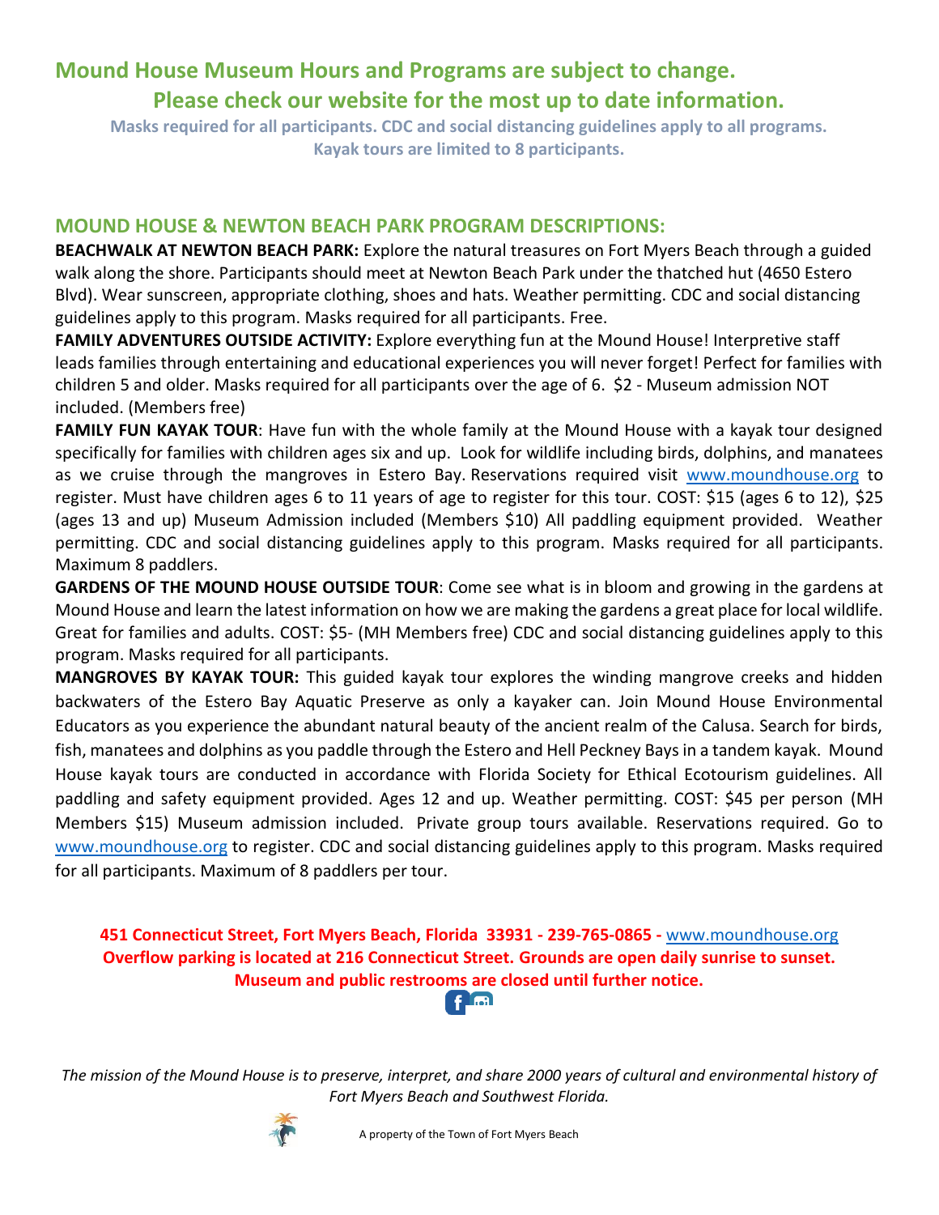## Mound House Museum Hours and Programs are subject to change.

## Please check our website for the most up to date information.

**Masks required for all participants. CDC and social distancing guidelines apply to all programs.**
**Kayak tours are limited to 8 participants.**

### MOUND HOUSE & NEWTON BEACH PARK PROGRAM DESCRIPTIONS:

**BEACHWALK AT NEWTON BEACH PARK:** Explore the natural treasures on Fort Myers Beach through a guided walk along the shore. Participants should meet at Newton Beach Park under the thatched hut (4650 Estero Blvd). Wear sunscreen, appropriate clothing, shoes and hats. Weather permitting. CDC and social distancing guidelines apply to this program. Masks required for all participants. Free.

**FAMILY ADVENTURES OUTSIDE ACTIVITY:** Explore everything fun at the Mound House! Interpretive staff leads families through entertaining and educational experiences you will never forget! Perfect for families with children 5 and older. Masks required for all participants over the age of 6. $2 - Museum admission NOT included. (Members free)

**FAMILY FUN KAYAK TOUR**: Have fun with the whole family at the Mound House with a kayak tour designed specifically for families with children ages six and up. Look for wildlife including birds, dolphins, and manatees as we cruise through the mangroves in Estero Bay. Reservations required visit www.moundhouse.org to register. Must have children ages 6 to 11 years of age to register for this tour. COST: $15 (ages 6 to 12), $25 (ages 13 and up) Museum Admission included (Members $10) All paddling equipment provided. Weather permitting. CDC and social distancing guidelines apply to this program. Masks required for all participants. Maximum 8 paddlers.

**GARDENS OF THE MOUND HOUSE OUTSIDE TOUR**: Come see what is in bloom and growing in the gardens at Mound House and learn the latest information on how we are making the gardens a great place for local wildlife. Great for families and adults. COST: $5- (MH Members free) CDC and social distancing guidelines apply to this program. Masks required for all participants.

**MANGROVES BY KAYAK TOUR:** This guided kayak tour explores the winding mangrove creeks and hidden backwaters of the Estero Bay Aquatic Preserve as only a kayaker can. Join Mound House Environmental Educators as you experience the abundant natural beauty of the ancient realm of the Calusa. Search for birds, fish, manatees and dolphins as you paddle through the Estero and Hell Peckney Bays in a tandem kayak. Mound House kayak tours are conducted in accordance with Florida Society for Ethical Ecotourism guidelines. All paddling and safety equipment provided. Ages 12 and up. Weather permitting. COST: $45 per person (MH Members $15) Museum admission included. Private group tours available. Reservations required. Go to www.moundhouse.org to register. CDC and social distancing guidelines apply to this program. Masks required for all participants. Maximum of 8 paddlers per tour.

**451 Connecticut Street, Fort Myers Beach, Florida 33931 - 239-765-0865 -** www.moundhouse.org
**Overflow parking is located at 216 Connecticut Street. Grounds are open daily sunrise to sunset.**
**Museum and public restrooms are closed until further notice.**

*The mission of the Mound House is to preserve, interpret, and share 2000 years of cultural and environmental history of Fort Myers Beach and Southwest Florida.*

A property of the Town of Fort Myers Beach